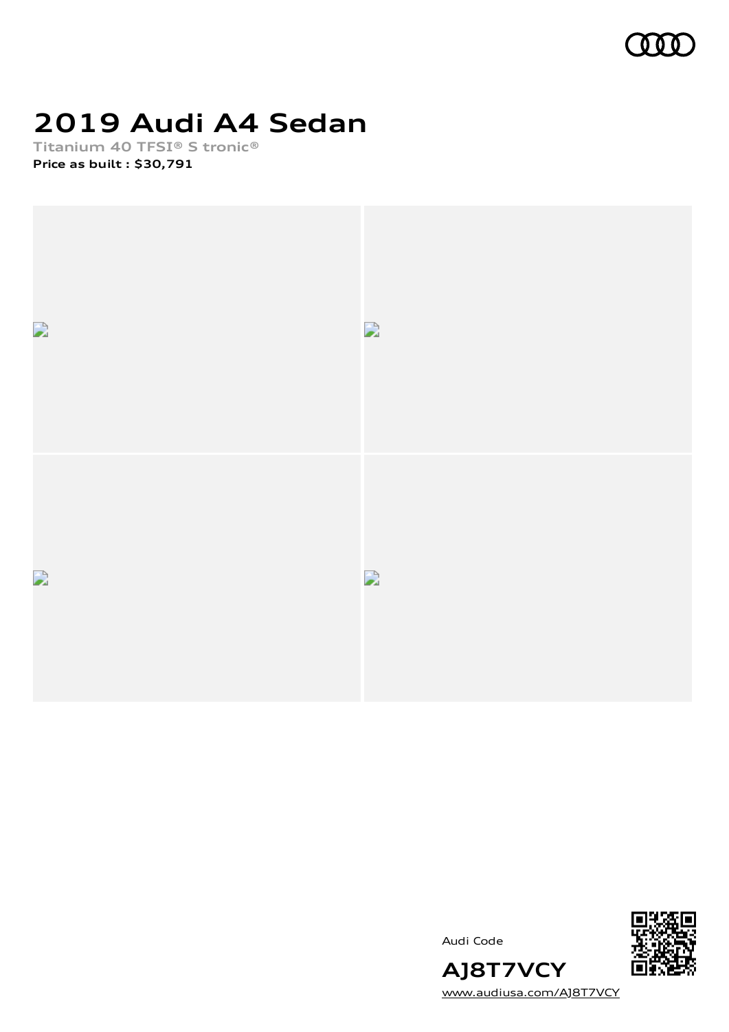# 2019 Audi A4 Sedan

Titanium 40 TFSI® S tronic®

**Price as built : $30,791**

Audi Code

**AJ8T7VCY**

www.audiusa.com/AJ8T7VCY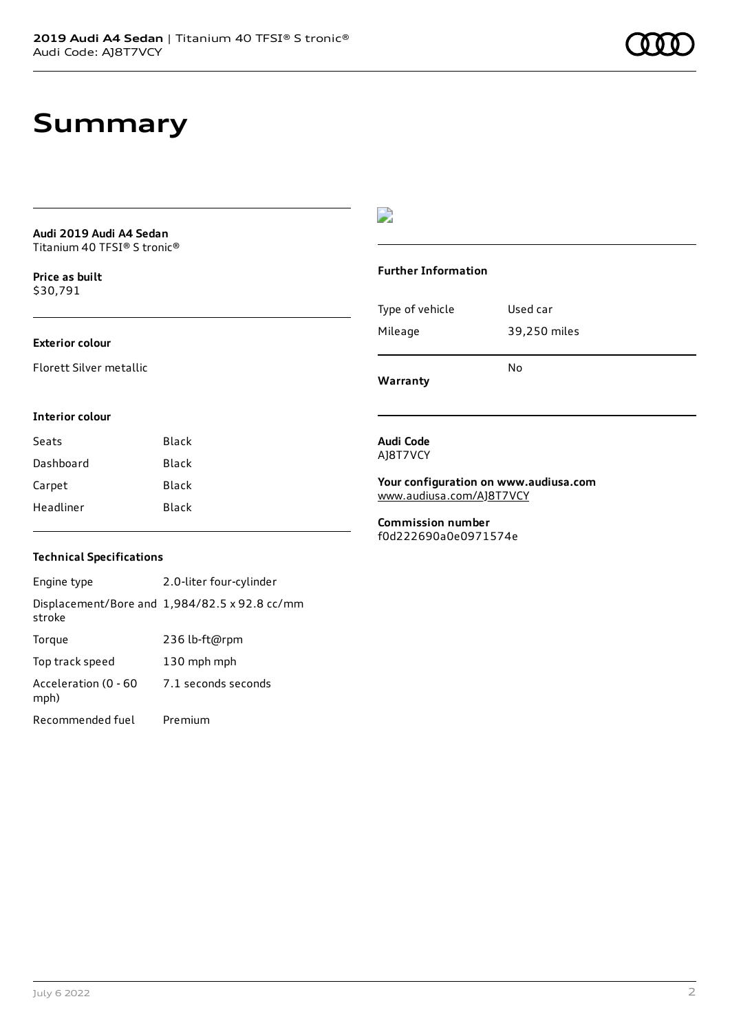# Summary

**Audi 2019 Audi A4 Sedan**
Titanium 40 TFSI® S tronic®

**Price as built**
$30,791

### Exterior colour

Florett Silver metallic

### Interior colour

| | |
|---|---|
| Seats | Black |
| Dashboard | Black |
| Carpet | Black |
| Headliner | Black |

### Technical Specifications

| | |
|---|---|
| Engine type | 2.0-liter four-cylinder |
| Displacement/Bore and stroke | 1,984/82.5 x 92.8 cc/mm |
| Torque | 236 lb-ft@rpm |
| Top track speed | 130 mph mph |
| Acceleration (0 - 60 mph) | 7.1 seconds seconds |
| Recommended fuel | Premium |

### Further Information

| | |
|---|---|
| Type of vehicle | Used car |
| Mileage | 39,250 miles |
| **Warranty** | No |

**Audi Code**
AJ8T7VCY

**Your configuration on www.audiusa.com**
www.audiusa.com/AJ8T7VCY

**Commission number**
f0d222690a0e0971574e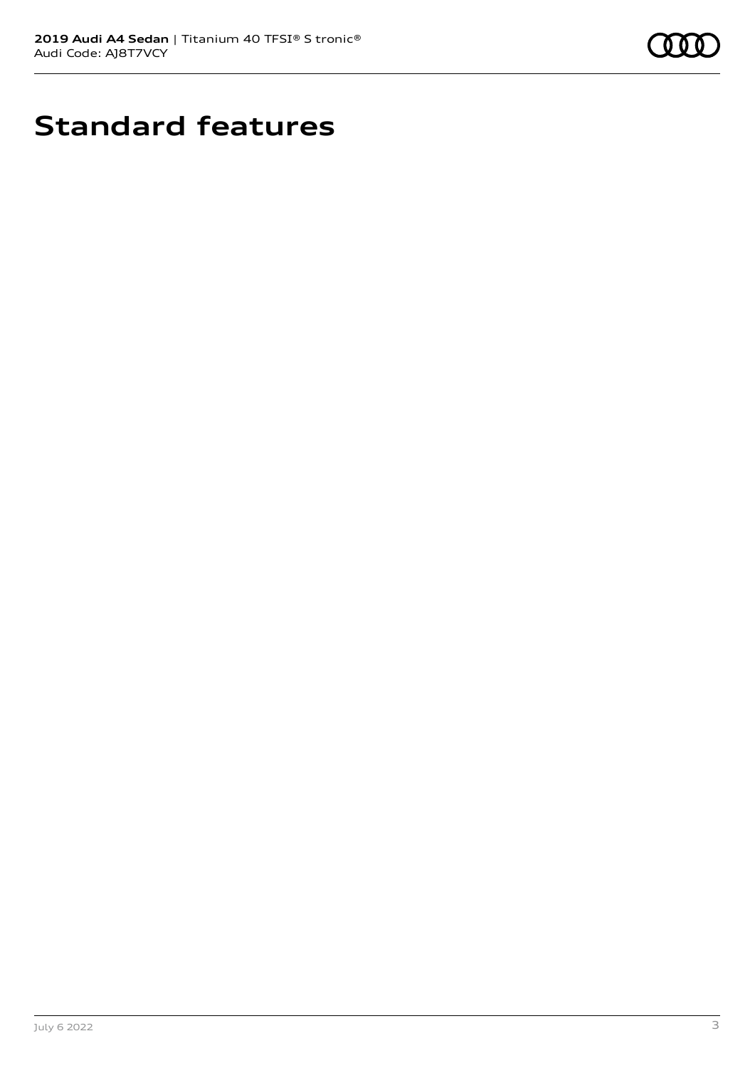# Standard features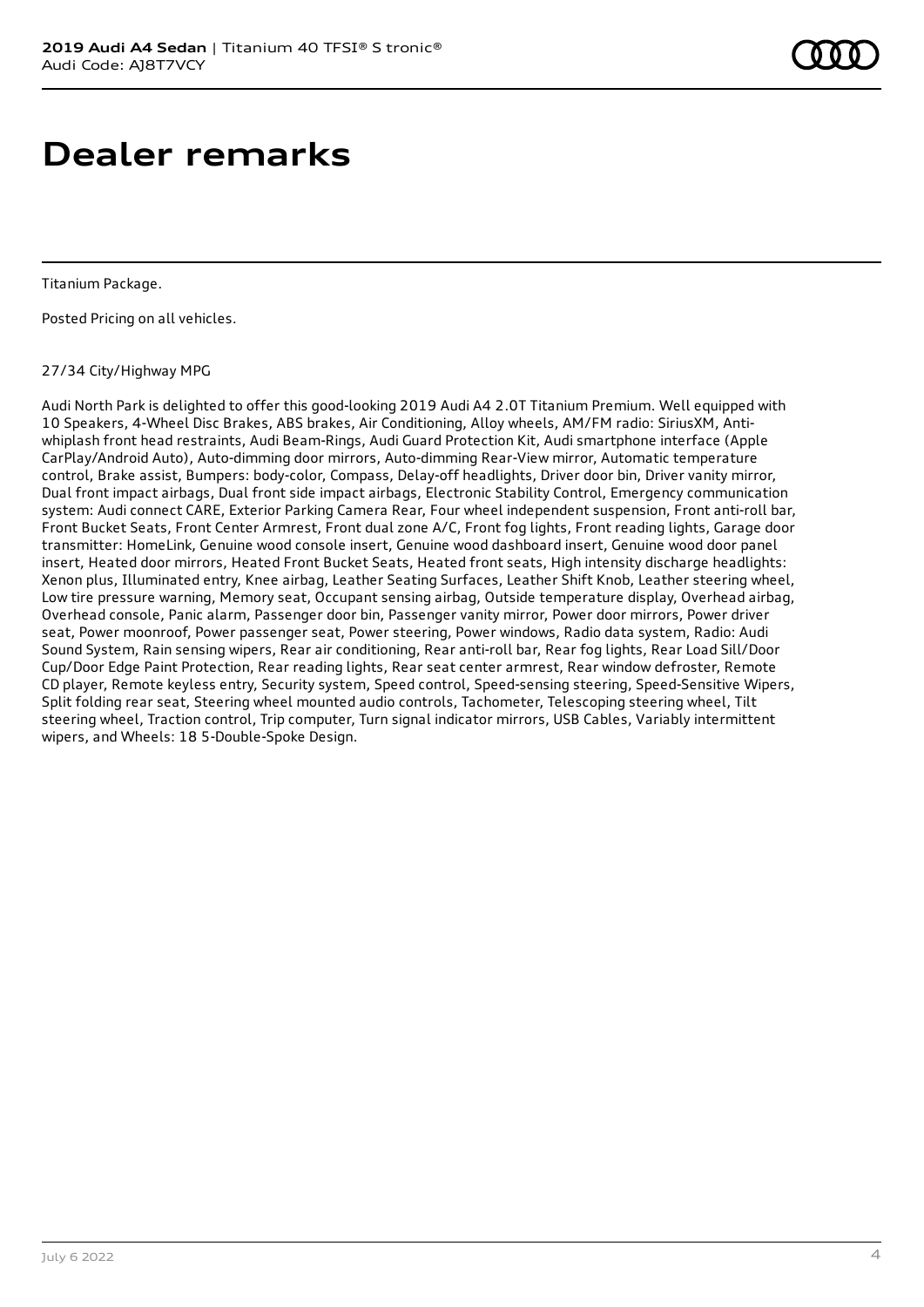# Dealer remarks

Titanium Package.

Posted Pricing on all vehicles.

27/34 City/Highway MPG

Audi North Park is delighted to offer this good-looking 2019 Audi A4 2.0T Titanium Premium. Well equipped with 10 Speakers, 4-Wheel Disc Brakes, ABS brakes, Air Conditioning, Alloy wheels, AM/FM radio: SiriusXM, Anti-whiplash front head restraints, Audi Beam-Rings, Audi Guard Protection Kit, Audi smartphone interface (Apple CarPlay/Android Auto), Auto-dimming door mirrors, Auto-dimming Rear-View mirror, Automatic temperature control, Brake assist, Bumpers: body-color, Compass, Delay-off headlights, Driver door bin, Driver vanity mirror, Dual front impact airbags, Dual front side impact airbags, Electronic Stability Control, Emergency communication system: Audi connect CARE, Exterior Parking Camera Rear, Four wheel independent suspension, Front anti-roll bar, Front Bucket Seats, Front Center Armrest, Front dual zone A/C, Front fog lights, Front reading lights, Garage door transmitter: HomeLink, Genuine wood console insert, Genuine wood dashboard insert, Genuine wood door panel insert, Heated door mirrors, Heated Front Bucket Seats, Heated front seats, High intensity discharge headlights: Xenon plus, Illuminated entry, Knee airbag, Leather Seating Surfaces, Leather Shift Knob, Leather steering wheel, Low tire pressure warning, Memory seat, Occupant sensing airbag, Outside temperature display, Overhead airbag, Overhead console, Panic alarm, Passenger door bin, Passenger vanity mirror, Power door mirrors, Power driver seat, Power moonroof, Power passenger seat, Power steering, Power windows, Radio data system, Radio: Audi Sound System, Rain sensing wipers, Rear air conditioning, Rear anti-roll bar, Rear fog lights, Rear Load Sill/Door Cup/Door Edge Paint Protection, Rear reading lights, Rear seat center armrest, Rear window defroster, Remote CD player, Remote keyless entry, Security system, Speed control, Speed-sensing steering, Speed-Sensitive Wipers, Split folding rear seat, Steering wheel mounted audio controls, Tachometer, Telescoping steering wheel, Tilt steering wheel, Traction control, Trip computer, Turn signal indicator mirrors, USB Cables, Variably intermittent wipers, and Wheels: 18 5-Double-Spoke Design.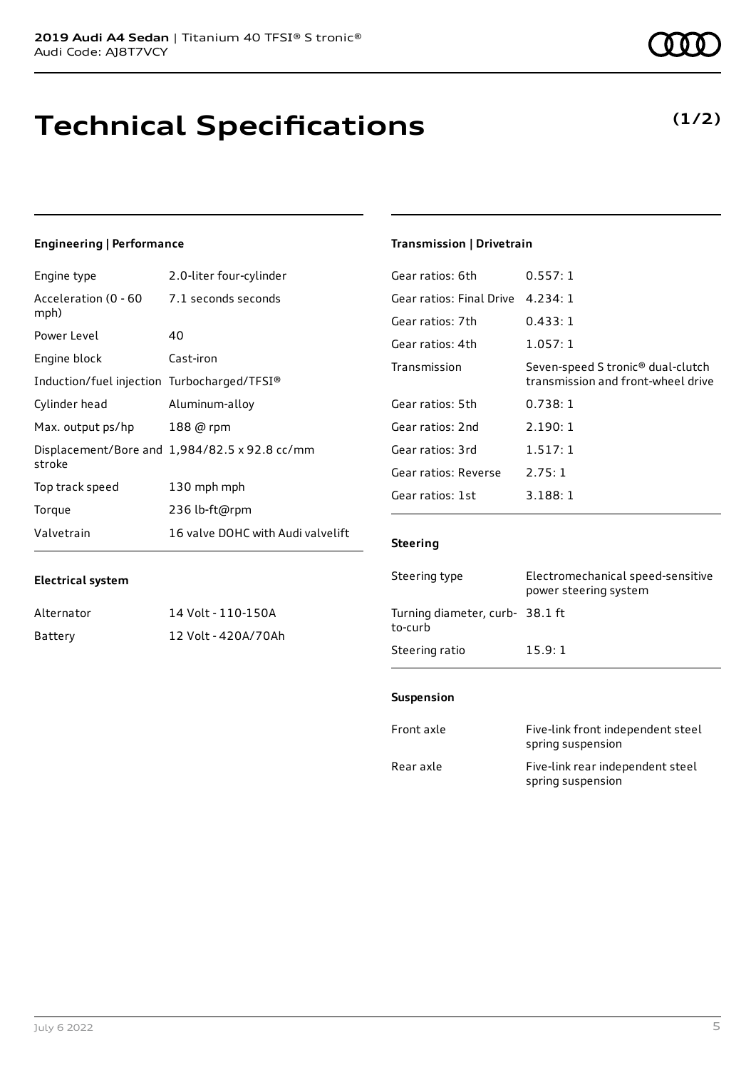# Technical Specifications

**(1/2)**

### Engineering | Performance

| | |
|---|---|
| Engine type | 2.0-liter four-cylinder |
| Acceleration (0 - 60 mph) | 7.1 seconds seconds |
| Power Level | 40 |
| Engine block | Cast-iron |
| Induction/fuel injection | Turbocharged/TFSI® |
| Cylinder head | Aluminum-alloy |
| Max. output ps/hp | 188 @ rpm |
| Displacement/Bore and stroke | 1,984/82.5 x 92.8 cc/mm |
| Top track speed | 130 mph mph |
| Torque | 236 lb-ft@rpm |
| Valvetrain | 16 valve DOHC with Audi valvelift |

### Electrical system

| | |
|---|---|
| Alternator | 14 Volt - 110-150A |
| Battery | 12 Volt - 420A/70Ah |

### Transmission | Drivetrain

| | |
|---|---|
| Gear ratios: 6th | 0.557: 1 |
| Gear ratios: Final Drive | 4.234: 1 |
| Gear ratios: 7th | 0.433: 1 |
| Gear ratios: 4th | 1.057: 1 |
| Transmission | Seven-speed S tronic® dual-clutch transmission and front-wheel drive |
| Gear ratios: 5th | 0.738: 1 |
| Gear ratios: 2nd | 2.190: 1 |
| Gear ratios: 3rd | 1.517: 1 |
| Gear ratios: Reverse | 2.75: 1 |
| Gear ratios: 1st | 3.188: 1 |

### Steering

| | |
|---|---|
| Steering type | Electromechanical speed-sensitive power steering system |
| Turning diameter, curb-to-curb | 38.1 ft |
| Steering ratio | 15.9: 1 |

### Suspension

| | |
|---|---|
| Front axle | Five-link front independent steel spring suspension |
| Rear axle | Five-link rear independent steel spring suspension |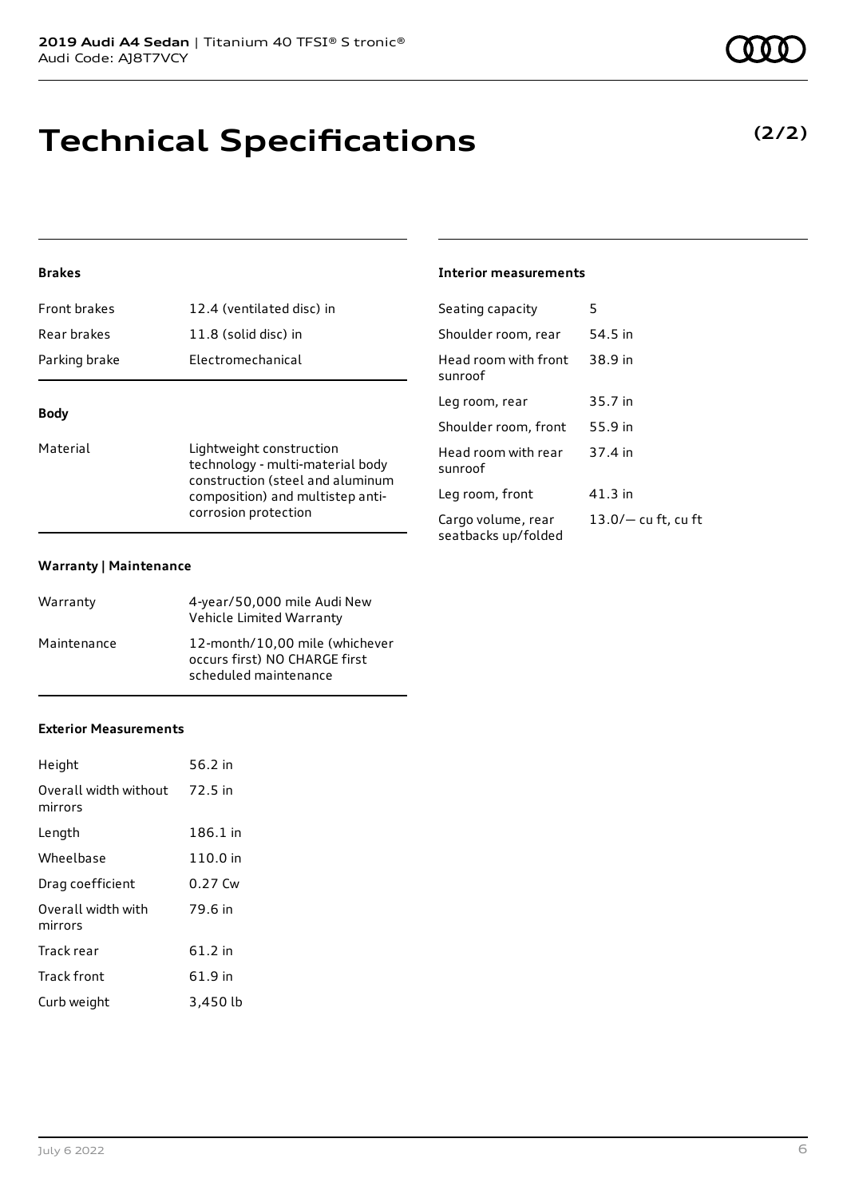# Technical Specifications

**(2/2)**

### Brakes

| | |
|---|---|
| Front brakes | 12.4 (ventilated disc) in |
| Rear brakes | 11.8 (solid disc) in |
| Parking brake | Electromechanical |

### Body

| | |
|---|---|
| Material | Lightweight construction technology - multi-material body construction (steel and aluminum composition) and multistep anti-corrosion protection |

### Warranty | Maintenance

| | |
|---|---|
| Warranty | 4-year/50,000 mile Audi New Vehicle Limited Warranty |
| Maintenance | 12-month/10,00 mile (whichever occurs first) NO CHARGE first scheduled maintenance |

### Exterior Measurements

| | |
|---|---|
| Height | 56.2 in |
| Overall width without mirrors | 72.5 in |
| Length | 186.1 in |
| Wheelbase | 110.0 in |
| Drag coefficient | 0.27 Cw |
| Overall width with mirrors | 79.6 in |
| Track rear | 61.2 in |
| Track front | 61.9 in |
| Curb weight | 3,450 lb |

### Interior measurements

| | |
|---|---|
| Seating capacity | 5 |
| Shoulder room, rear | 54.5 in |
| Head room with front sunroof | 38.9 in |
| Leg room, rear | 35.7 in |
| Shoulder room, front | 55.9 in |
| Head room with rear sunroof | 37.4 in |
| Leg room, front | 41.3 in |
| Cargo volume, rear seatbacks up/folded | 13.0/— cu ft, cu ft |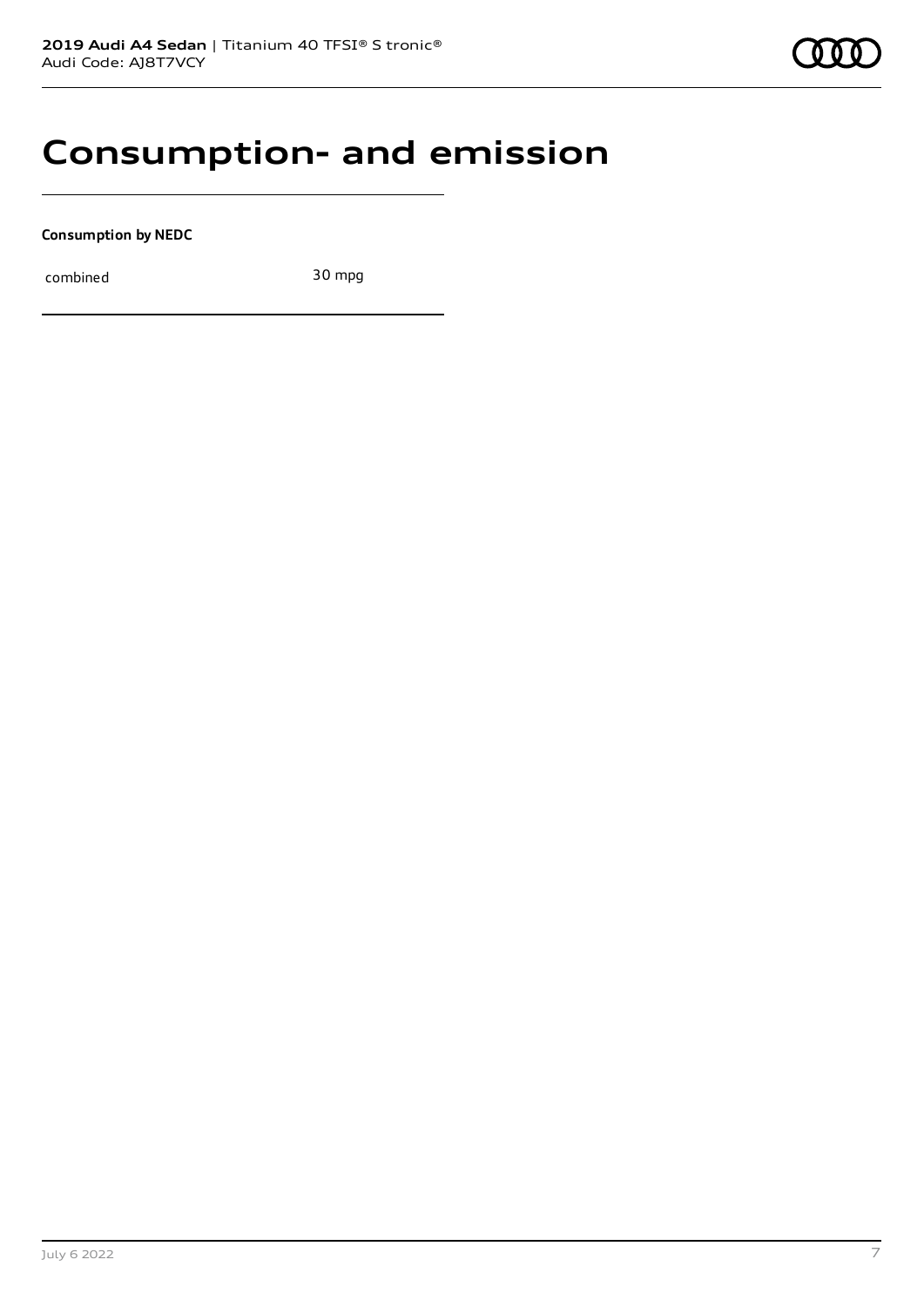# Consumption- and emission

**Consumption by NEDC**

| combined | 30 mpg |
| --- | --- |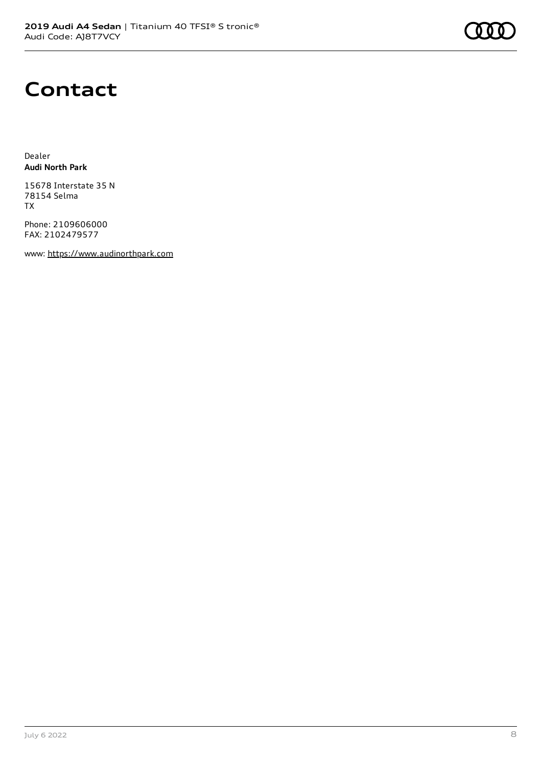# Contact

Dealer
**Audi North Park**

15678 Interstate 35 N
78154 Selma
TX

Phone: 2109606000
FAX: 2102479577

www: https://www.audinorthpark.com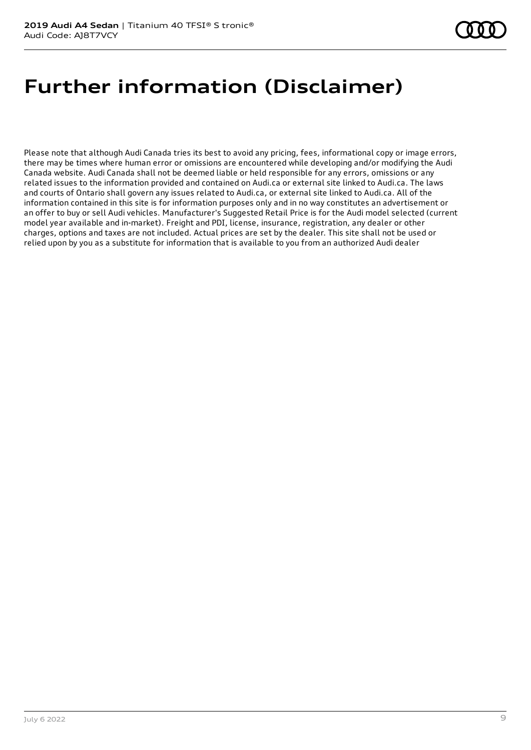# Further information (Disclaimer)

Please note that although Audi Canada tries its best to avoid any pricing, fees, informational copy or image errors, there may be times where human error or omissions are encountered while developing and/or modifying the Audi Canada website. Audi Canada shall not be deemed liable or held responsible for any errors, omissions or any related issues to the information provided and contained on Audi.ca or external site linked to Audi.ca. The laws and courts of Ontario shall govern any issues related to Audi.ca, or external site linked to Audi.ca. All of the information contained in this site is for information purposes only and in no way constitutes an advertisement or an offer to buy or sell Audi vehicles. Manufacturer's Suggested Retail Price is for the Audi model selected (current model year available and in-market). Freight and PDI, license, insurance, registration, any dealer or other charges, options and taxes are not included. Actual prices are set by the dealer. This site shall not be used or relied upon by you as a substitute for information that is available to you from an authorized Audi dealer